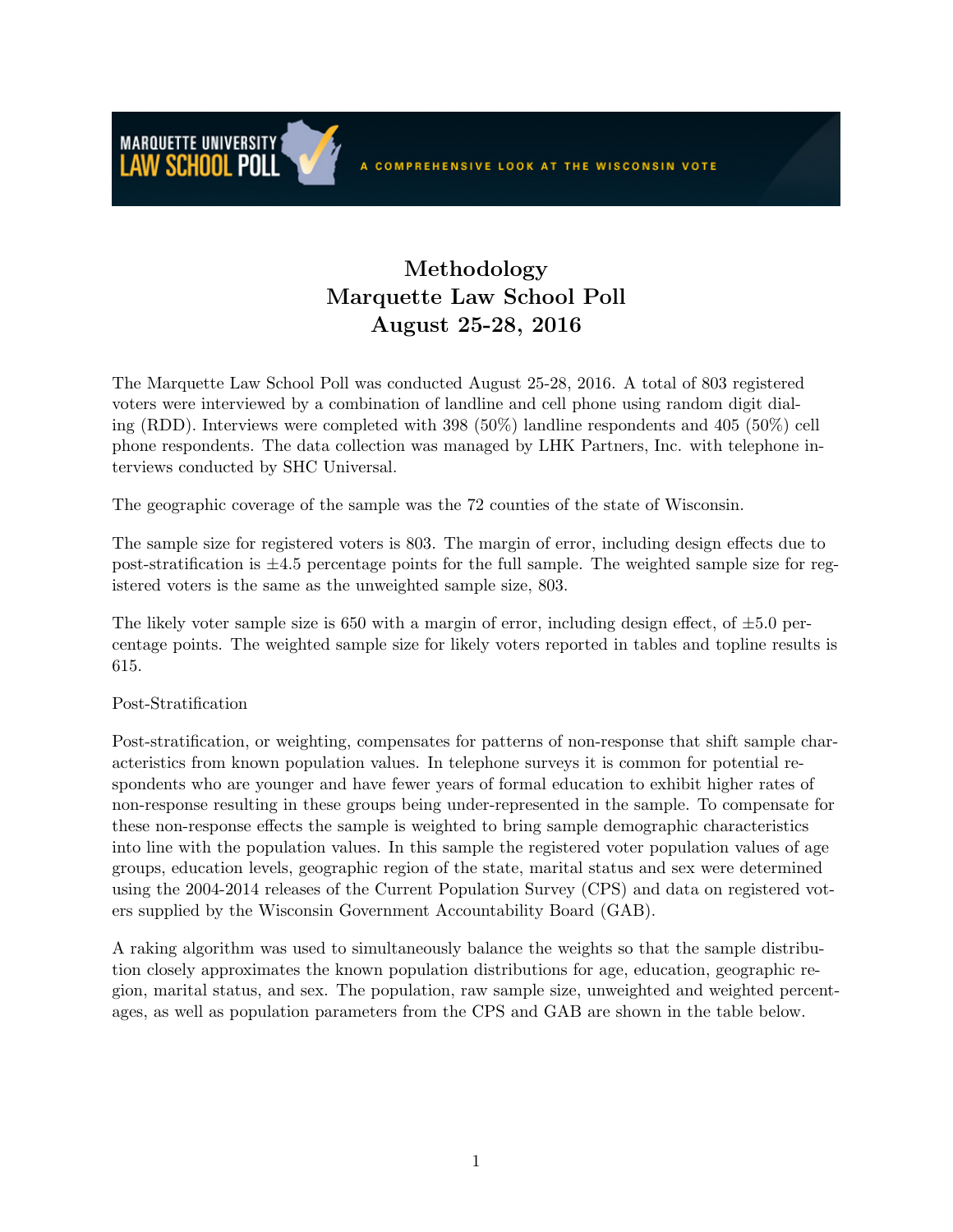# Methodology
# Marquette Law School Poll
# August 25-28, 2016

The Marquette Law School Poll was conducted August 25-28, 2016. A total of 803 registered voters were interviewed by a combination of landline and cell phone using random digit dialing (RDD). Interviews were completed with 398 (50%) landline respondents and 405 (50%) cell phone respondents. The data collection was managed by LHK Partners, Inc. with telephone interviews conducted by SHC Universal.

The geographic coverage of the sample was the 72 counties of the state of Wisconsin.

The sample size for registered voters is 803. The margin of error, including design effects due to post-stratification is ±4.5 percentage points for the full sample. The weighted sample size for registered voters is the same as the unweighted sample size, 803.

The likely voter sample size is 650 with a margin of error, including design effect, of ±5.0 percentage points. The weighted sample size for likely voters reported in tables and topline results is 615.

Post-Stratification

Post-stratification, or weighting, compensates for patterns of non-response that shift sample characteristics from known population values. In telephone surveys it is common for potential respondents who are younger and have fewer years of formal education to exhibit higher rates of non-response resulting in these groups being under-represented in the sample. To compensate for these non-response effects the sample is weighted to bring sample demographic characteristics into line with the population values. In this sample the registered voter population values of age groups, education levels, geographic region of the state, marital status and sex were determined using the 2004-2014 releases of the Current Population Survey (CPS) and data on registered voters supplied by the Wisconsin Government Accountability Board (GAB).

A raking algorithm was used to simultaneously balance the weights so that the sample distribution closely approximates the known population distributions for age, education, geographic region, marital status, and sex. The population, raw sample size, unweighted and weighted percentages, as well as population parameters from the CPS and GAB are shown in the table below.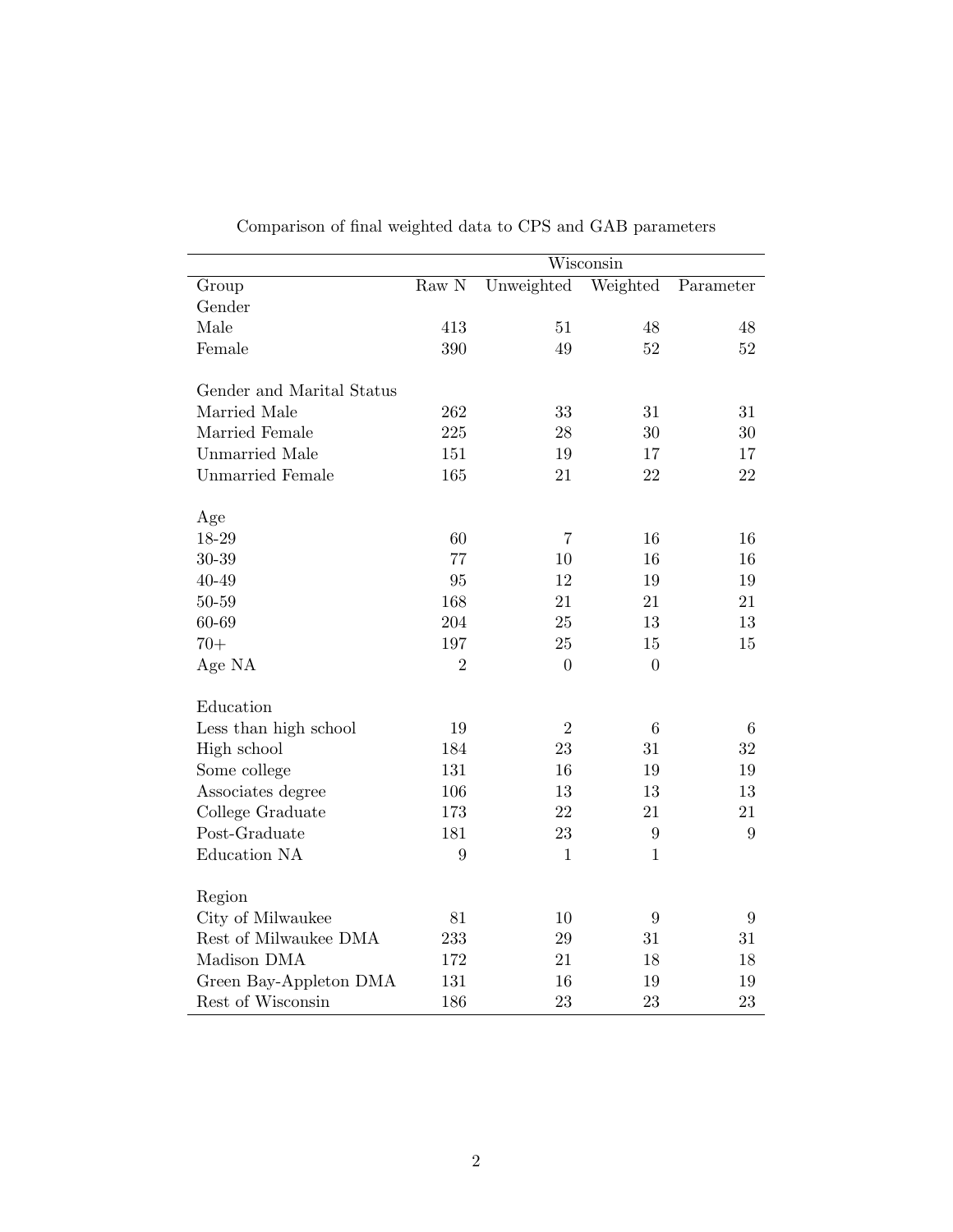Comparison of final weighted data to CPS and GAB parameters

| | Wisconsin | | | |
|---|---|---|---|---|
| Group | Raw N | Unweighted | Weighted | Parameter |
| Gender | | | | |
| Male | 413 | 51 | 48 | 48 |
| Female | 390 | 49 | 52 | 52 |
| | | | | |
| Gender and Marital Status | | | | |
| Married Male | 262 | 33 | 31 | 31 |
| Married Female | 225 | 28 | 30 | 30 |
| Unmarried Male | 151 | 19 | 17 | 17 |
| Unmarried Female | 165 | 21 | 22 | 22 |
| | | | | |
| Age | | | | |
| 18-29 | 60 | 7 | 16 | 16 |
| 30-39 | 77 | 10 | 16 | 16 |
| 40-49 | 95 | 12 | 19 | 19 |
| 50-59 | 168 | 21 | 21 | 21 |
| 60-69 | 204 | 25 | 13 | 13 |
| 70+ | 197 | 25 | 15 | 15 |
| Age NA | 2 | 0 | 0 | |
| | | | | |
| Education | | | | |
| Less than high school | 19 | 2 | 6 | 6 |
| High school | 184 | 23 | 31 | 32 |
| Some college | 131 | 16 | 19 | 19 |
| Associates degree | 106 | 13 | 13 | 13 |
| College Graduate | 173 | 22 | 21 | 21 |
| Post-Graduate | 181 | 23 | 9 | 9 |
| Education NA | 9 | 1 | 1 | |
| | | | | |
| Region | | | | |
| City of Milwaukee | 81 | 10 | 9 | 9 |
| Rest of Milwaukee DMA | 233 | 29 | 31 | 31 |
| Madison DMA | 172 | 21 | 18 | 18 |
| Green Bay-Appleton DMA | 131 | 16 | 19 | 19 |
| Rest of Wisconsin | 186 | 23 | 23 | 23 |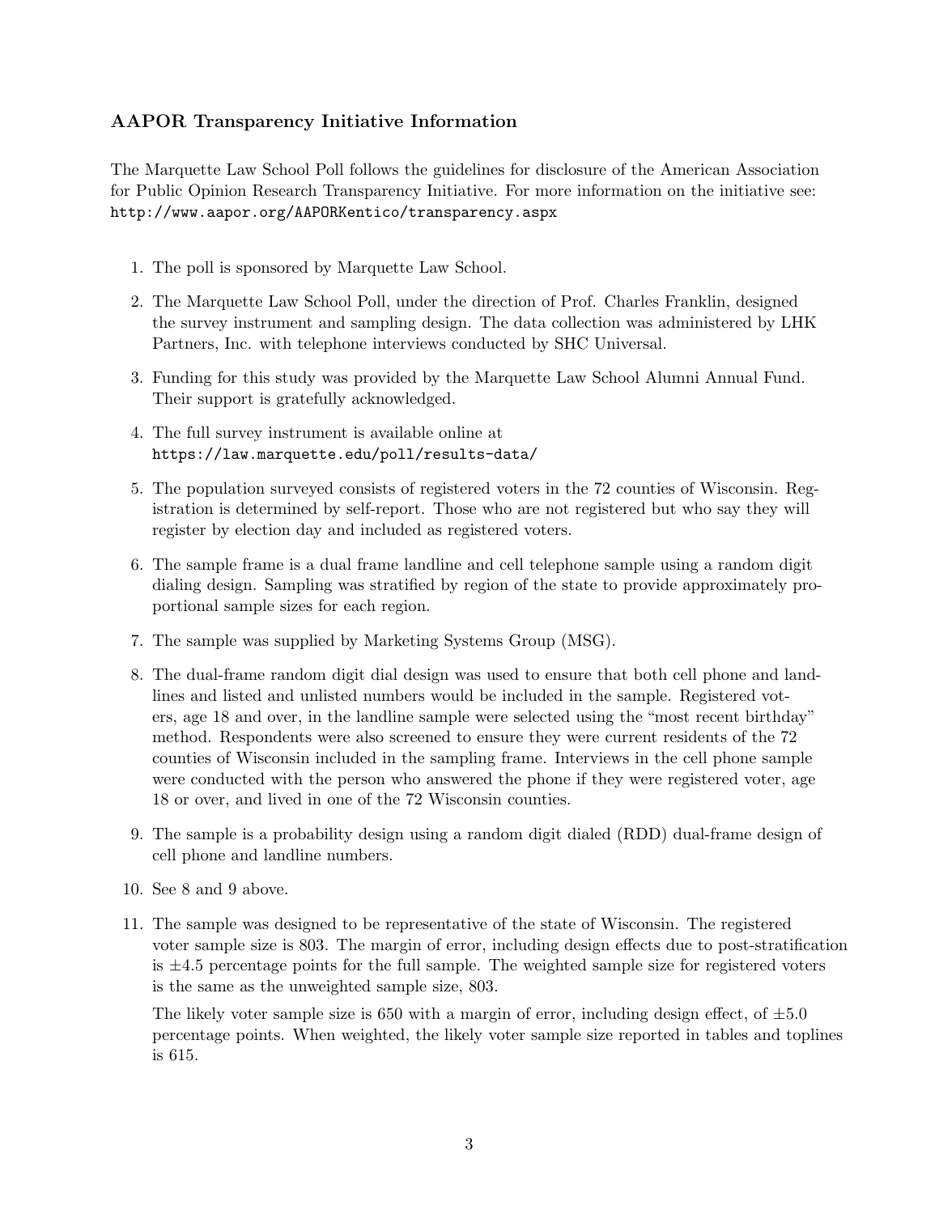### AAPOR Transparency Initiative Information

The Marquette Law School Poll follows the guidelines for disclosure of the American Association for Public Opinion Research Transparency Initiative. For more information on the initiative see: `http://www.aapor.org/AAPORKentico/transparency.aspx`

1. The poll is sponsored by Marquette Law School.
2. The Marquette Law School Poll, under the direction of Prof. Charles Franklin, designed the survey instrument and sampling design. The data collection was administered by LHK Partners, Inc. with telephone interviews conducted by SHC Universal.
3. Funding for this study was provided by the Marquette Law School Alumni Annual Fund. Their support is gratefully acknowledged.
4. The full survey instrument is available online at `https://law.marquette.edu/poll/results-data/`
5. The population surveyed consists of registered voters in the 72 counties of Wisconsin. Registration is determined by self-report. Those who are not registered but who say they will register by election day and included as registered voters.
6. The sample frame is a dual frame landline and cell telephone sample using a random digit dialing design. Sampling was stratified by region of the state to provide approximately proportional sample sizes for each region.
7. The sample was supplied by Marketing Systems Group (MSG).
8. The dual-frame random digit dial design was used to ensure that both cell phone and landlines and listed and unlisted numbers would be included in the sample. Registered voters, age 18 and over, in the landline sample were selected using the "most recent birthday" method. Respondents were also screened to ensure they were current residents of the 72 counties of Wisconsin included in the sampling frame. Interviews in the cell phone sample were conducted with the person who answered the phone if they were registered voter, age 18 or over, and lived in one of the 72 Wisconsin counties.
9. The sample is a probability design using a random digit dialed (RDD) dual-frame design of cell phone and landline numbers.
10. See 8 and 9 above.
11. The sample was designed to be representative of the state of Wisconsin. The registered voter sample size is 803. The margin of error, including design effects due to post-stratification is $\pm 4.5$ percentage points for the full sample. The weighted sample size for registered voters is the same as the unweighted sample size, 803.

    The likely voter sample size is 650 with a margin of error, including design effect, of $\pm 5.0$ percentage points. When weighted, the likely voter sample size reported in tables and toplines is 615.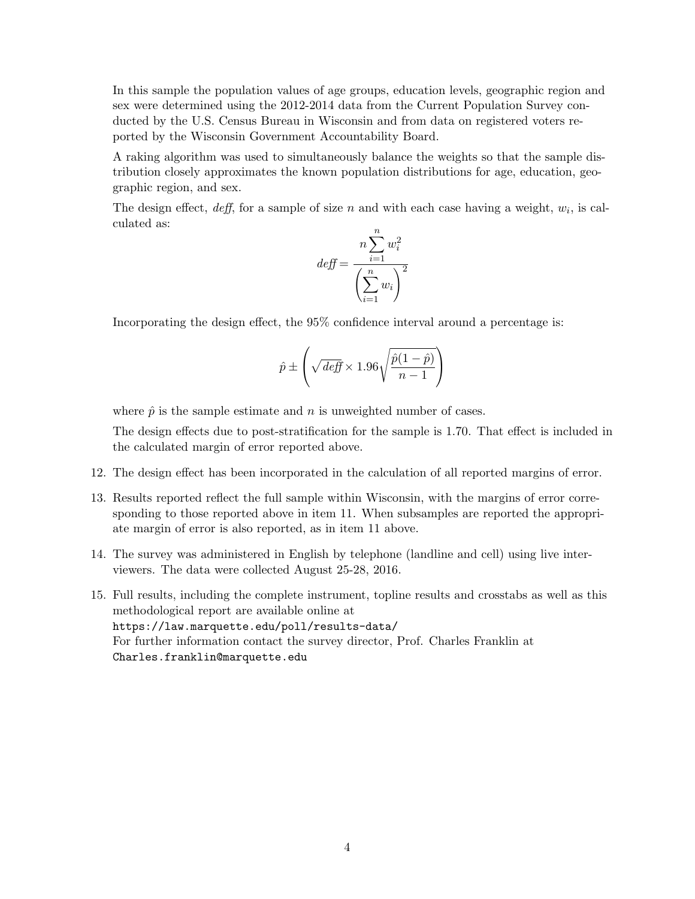In this sample the population values of age groups, education levels, geographic region and sex were determined using the 2012-2014 data from the Current Population Survey conducted by the U.S. Census Bureau in Wisconsin and from data on registered voters reported by the Wisconsin Government Accountability Board.

A raking algorithm was used to simultaneously balance the weights so that the sample distribution closely approximates the known population distributions for age, education, geographic region, and sex.

The design effect, *deff*, for a sample of size $n$ and with each case having a weight, $w_i$, is calculated as:

$$deff = \frac{n \sum_{i=1}^{n} w_i^2}{\left( \sum_{i=1}^{n} w_i \right)^2}$$

Incorporating the design effect, the 95% confidence interval around a percentage is:

$$\hat{p} \pm \left( \sqrt{deff} \times 1.96 \sqrt{\frac{\hat{p}(1-\hat{p})}{n-1}} \right)$$

where $\hat{p}$ is the sample estimate and $n$ is unweighted number of cases.

The design effects due to post-stratification for the sample is 1.70. That effect is included in the calculated margin of error reported above.

12. The design effect has been incorporated in the calculation of all reported margins of error.

13. Results reported reflect the full sample within Wisconsin, with the margins of error corresponding to those reported above in item 11. When subsamples are reported the appropriate margin of error is also reported, as in item 11 above.

14. The survey was administered in English by telephone (landline and cell) using live interviewers. The data were collected August 25-28, 2016.

15. Full results, including the complete instrument, topline results and crosstabs as well as this methodological report are available online at
`https://law.marquette.edu/poll/results-data/`
For further information contact the survey director, Prof. Charles Franklin at
`Charles.franklin@marquette.edu`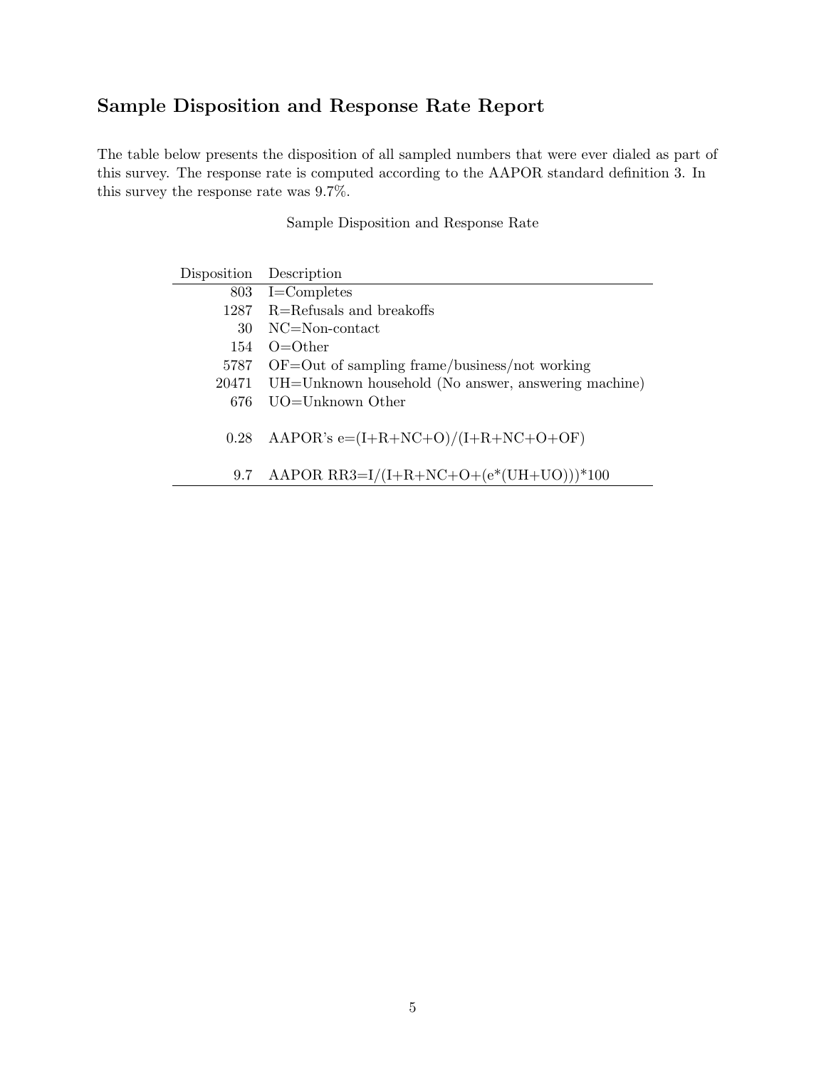## Sample Disposition and Response Rate Report

The table below presents the disposition of all sampled numbers that were ever dialed as part of this survey. The response rate is computed according to the AAPOR standard definition 3. In this survey the response rate was 9.7%.

Sample Disposition and Response Rate

| Disposition | Description |
|---:|---|
| 803 | I=Completes |
| 1287 | R=Refusals and breakoffs |
| 30 | NC=Non-contact |
| 154 | O=Other |
| 5787 | OF=Out of sampling frame/business/not working |
| 20471 | UH=Unknown household (No answer, answering machine) |
| 676 | UO=Unknown Other |
| 0.28 | AAPOR's e=(I+R+NC+O)/(I+R+NC+O+OF) |
| 9.7 | AAPOR RR3=I/(I+R+NC+O+(e*(UH+UO)))*100 |